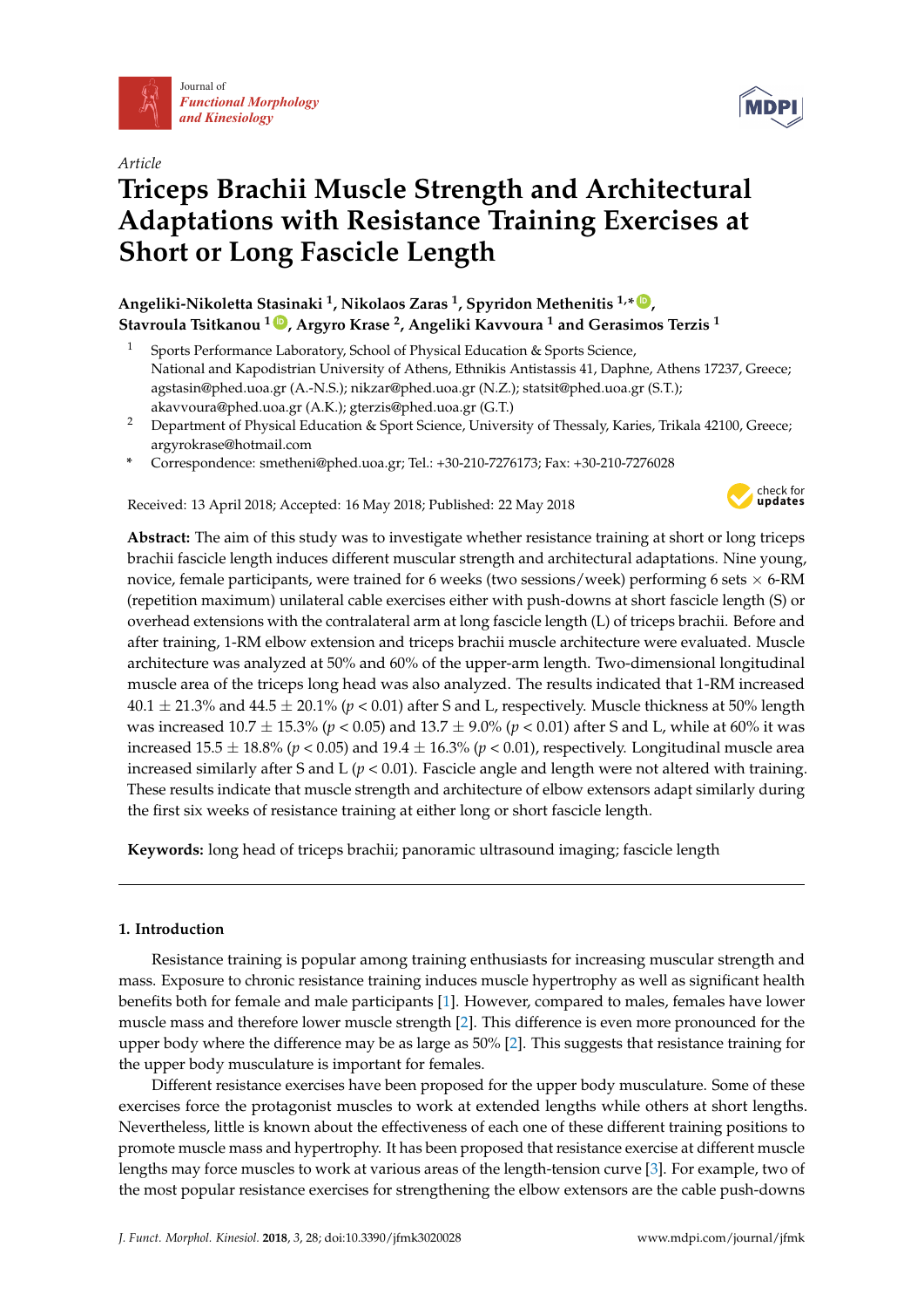Article

# Triceps Brachii Muscle Strength and Architectural Adaptations with Resistance Training Exercises at Short or Long Fascicle Length

**Angeliki-Nikoletta Stasinaki [1], Nikolaos Zaras [1], Spyridon Methenitis [1,*], Stavroula Tsitkanou [1], Argyro Krase [2], Angeliki Kavvoura [1] and Gerasimos Terzis [1]**

1. Sports Performance Laboratory, School of Physical Education & Sports Science, National and Kapodistrian University of Athens, Ethnikis Antistassis 41, Daphne, Athens 17237, Greece; agstasin@phed.uoa.gr (A.-N.S.); nikzar@phed.uoa.gr (N.Z.); statsit@phed.uoa.gr (S.T.); akavvoura@phed.uoa.gr (A.K.); gterzis@phed.uoa.gr (G.T.)
2. Department of Physical Education & Sport Science, University of Thessaly, Karies, Trikala 42100, Greece; argyrokrase@hotmail.com

\* Correspondence: smetheni@phed.uoa.gr; Tel.: +30-210-7276173; Fax: +30-210-7276028

Received: 13 April 2018; Accepted: 16 May 2018; Published: 22 May 2018

**Abstract:** The aim of this study was to investigate whether resistance training at short or long triceps brachii fascicle length induces different muscular strength and architectural adaptations. Nine young, novice, female participants, were trained for 6 weeks (two sessions/week) performing 6 sets × 6-RM (repetition maximum) unilateral cable exercises either with push-downs at short fascicle length (S) or overhead extensions with the contralateral arm at long fascicle length (L) of triceps brachii. Before and after training, 1-RM elbow extension and triceps brachii muscle architecture were evaluated. Muscle architecture was analyzed at 50% and 60% of the upper-arm length. Two-dimensional longitudinal muscle area of the triceps long head was also analyzed. The results indicated that 1-RM increased 40.1 ± 21.3% and 44.5 ± 20.1% ($p < 0.01$) after S and L, respectively. Muscle thickness at 50% length was increased 10.7 ± 15.3% ($p < 0.05$) and 13.7 ± 9.0% ($p < 0.01$) after S and L, while at 60% it was increased 15.5 ± 18.8% ($p < 0.05$) and 19.4 ± 16.3% ($p < 0.01$), respectively. Longitudinal muscle area increased similarly after S and L ($p < 0.01$). Fascicle angle and length were not altered with training. These results indicate that muscle strength and architecture of elbow extensors adapt similarly during the first six weeks of resistance training at either long or short fascicle length.

**Keywords:** long head of triceps brachii; panoramic ultrasound imaging; fascicle length

## 1. Introduction

Resistance training is popular among training enthusiasts for increasing muscular strength and mass. Exposure to chronic resistance training induces muscle hypertrophy as well as significant health benefits both for female and male participants [1]. However, compared to males, females have lower muscle mass and therefore lower muscle strength [2]. This difference is even more pronounced for the upper body where the difference may be as large as 50% [2]. This suggests that resistance training for the upper body musculature is important for females.

Different resistance exercises have been proposed for the upper body musculature. Some of these exercises force the protagonist muscles to work at extended lengths while others at short lengths. Nevertheless, little is known about the effectiveness of each one of these different training positions to promote muscle mass and hypertrophy. It has been proposed that resistance exercise at different muscle lengths may force muscles to work at various areas of the length-tension curve [3]. For example, two of the most popular resistance exercises for strengthening the elbow extensors are the cable push-downs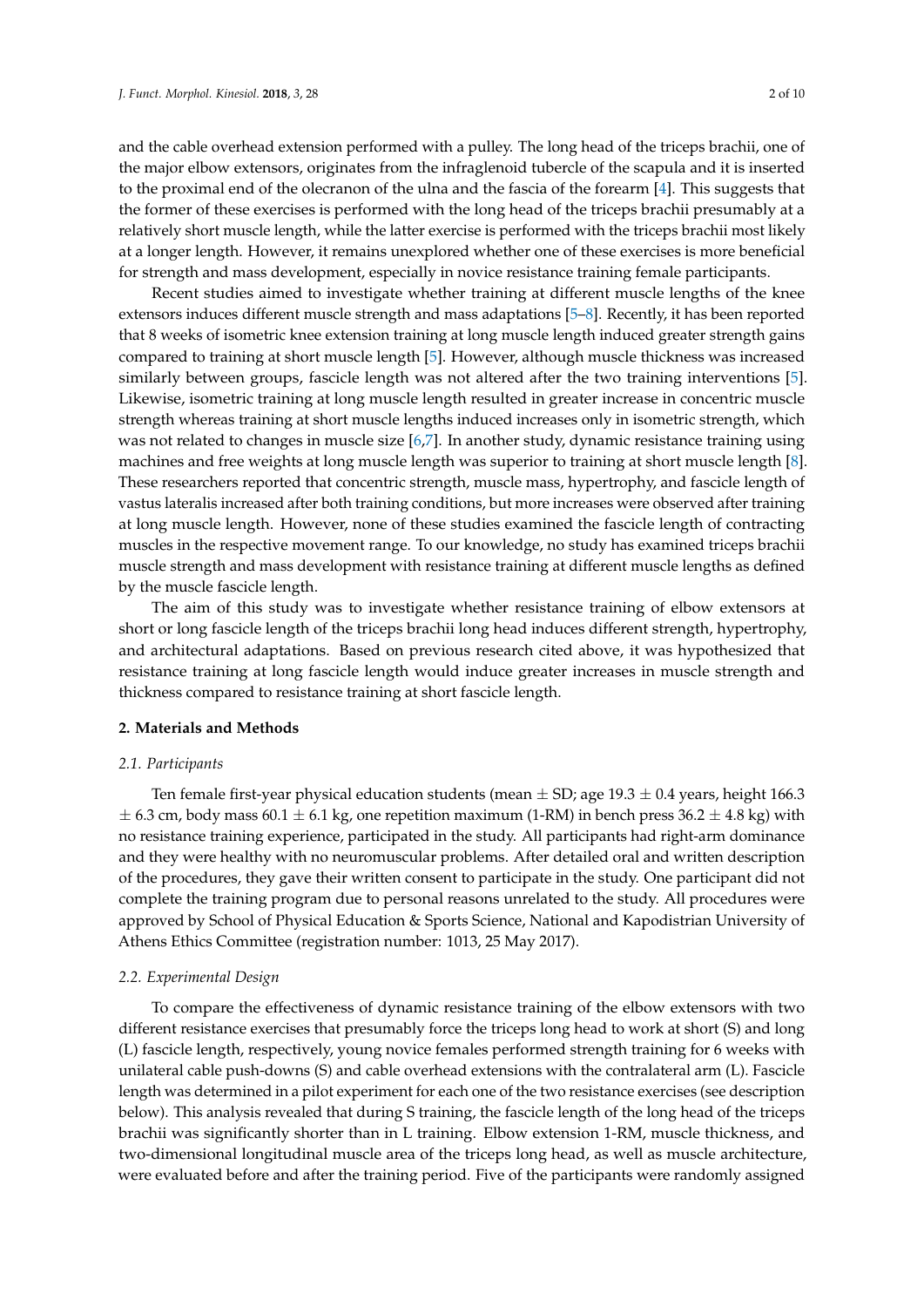and the cable overhead extension performed with a pulley. The long head of the triceps brachii, one of the major elbow extensors, originates from the infraglenoid tubercle of the scapula and it is inserted to the proximal end of the olecranon of the ulna and the fascia of the forearm [4]. This suggests that the former of these exercises is performed with the long head of the triceps brachii presumably at a relatively short muscle length, while the latter exercise is performed with the triceps brachii most likely at a longer length. However, it remains unexplored whether one of these exercises is more beneficial for strength and mass development, especially in novice resistance training female participants.

Recent studies aimed to investigate whether training at different muscle lengths of the knee extensors induces different muscle strength and mass adaptations [5–8]. Recently, it has been reported that 8 weeks of isometric knee extension training at long muscle length induced greater strength gains compared to training at short muscle length [5]. However, although muscle thickness was increased similarly between groups, fascicle length was not altered after the two training interventions [5]. Likewise, isometric training at long muscle length resulted in greater increase in concentric muscle strength whereas training at short muscle lengths induced increases only in isometric strength, which was not related to changes in muscle size [6,7]. In another study, dynamic resistance training using machines and free weights at long muscle length was superior to training at short muscle length [8]. These researchers reported that concentric strength, muscle mass, hypertrophy, and fascicle length of vastus lateralis increased after both training conditions, but more increases were observed after training at long muscle length. However, none of these studies examined the fascicle length of contracting muscles in the respective movement range. To our knowledge, no study has examined triceps brachii muscle strength and mass development with resistance training at different muscle lengths as defined by the muscle fascicle length.

The aim of this study was to investigate whether resistance training of elbow extensors at short or long fascicle length of the triceps brachii long head induces different strength, hypertrophy, and architectural adaptations. Based on previous research cited above, it was hypothesized that resistance training at long fascicle length would induce greater increases in muscle strength and thickness compared to resistance training at short fascicle length.

## 2. Materials and Methods

### 2.1. Participants

Ten female first-year physical education students (mean $\pm$ SD; age $19.3 \pm 0.4$ years, height $166.3 \pm 6.3$ cm, body mass $60.1 \pm 6.1$ kg, one repetition maximum (1-RM) in bench press $36.2 \pm 4.8$ kg) with no resistance training experience, participated in the study. All participants had right-arm dominance and they were healthy with no neuromuscular problems. After detailed oral and written description of the procedures, they gave their written consent to participate in the study. One participant did not complete the training program due to personal reasons unrelated to the study. All procedures were approved by School of Physical Education & Sports Science, National and Kapodistrian University of Athens Ethics Committee (registration number: 1013, 25 May 2017).

### 2.2. Experimental Design

To compare the effectiveness of dynamic resistance training of the elbow extensors with two different resistance exercises that presumably force the triceps long head to work at short (S) and long (L) fascicle length, respectively, young novice females performed strength training for 6 weeks with unilateral cable push-downs (S) and cable overhead extensions with the contralateral arm (L). Fascicle length was determined in a pilot experiment for each one of the two resistance exercises (see description below). This analysis revealed that during S training, the fascicle length of the long head of the triceps brachii was significantly shorter than in L training. Elbow extension 1-RM, muscle thickness, and two-dimensional longitudinal muscle area of the triceps long head, as well as muscle architecture, were evaluated before and after the training period. Five of the participants were randomly assigned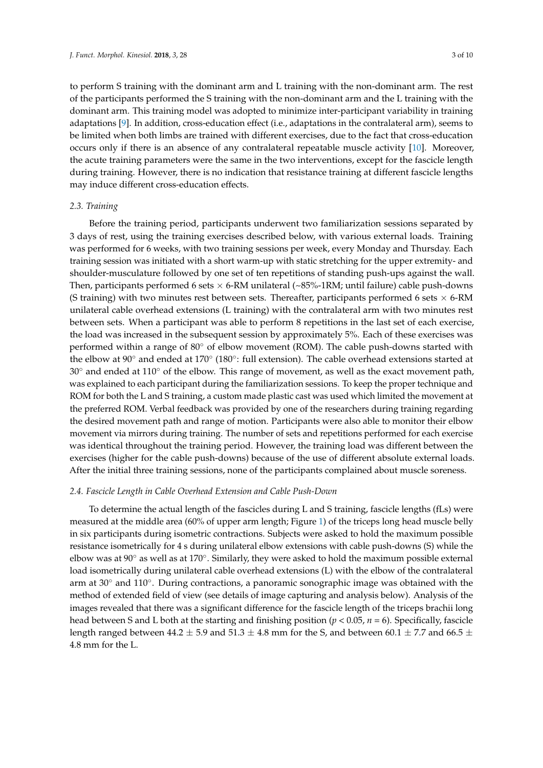to perform S training with the dominant arm and L training with the non-dominant arm. The rest of the participants performed the S training with the non-dominant arm and the L training with the dominant arm. This training model was adopted to minimize inter-participant variability in training adaptations [9]. In addition, cross-education effect (i.e., adaptations in the contralateral arm), seems to be limited when both limbs are trained with different exercises, due to the fact that cross-education occurs only if there is an absence of any contralateral repeatable muscle activity [10]. Moreover, the acute training parameters were the same in the two interventions, except for the fascicle length during training. However, there is no indication that resistance training at different fascicle lengths may induce different cross-education effects.

### 2.3. Training

Before the training period, participants underwent two familiarization sessions separated by 3 days of rest, using the training exercises described below, with various external loads. Training was performed for 6 weeks, with two training sessions per week, every Monday and Thursday. Each training session was initiated with a short warm-up with static stretching for the upper extremity- and shoulder-musculature followed by one set of ten repetitions of standing push-ups against the wall. Then, participants performed 6 sets $\times$ 6-RM unilateral (~85%-1RM; until failure) cable push-downs (S training) with two minutes rest between sets. Thereafter, participants performed 6 sets $\times$ 6-RM unilateral cable overhead extensions (L training) with the contralateral arm with two minutes rest between sets. When a participant was able to perform 8 repetitions in the last set of each exercise, the load was increased in the subsequent session by approximately 5%. Each of these exercises was performed within a range of 80° of elbow movement (ROM). The cable push-downs started with the elbow at 90° and ended at 170° (180°: full extension). The cable overhead extensions started at 30° and ended at 110° of the elbow. This range of movement, as well as the exact movement path, was explained to each participant during the familiarization sessions. To keep the proper technique and ROM for both the L and S training, a custom made plastic cast was used which limited the movement at the preferred ROM. Verbal feedback was provided by one of the researchers during training regarding the desired movement path and range of motion. Participants were also able to monitor their elbow movement via mirrors during training. The number of sets and repetitions performed for each exercise was identical throughout the training period. However, the training load was different between the exercises (higher for the cable push-downs) because of the use of different absolute external loads. After the initial three training sessions, none of the participants complained about muscle soreness.

### 2.4. Fascicle Length in Cable Overhead Extension and Cable Push-Down

To determine the actual length of the fascicles during L and S training, fascicle lengths (fLs) were measured at the middle area (60% of upper arm length; Figure 1) of the triceps long head muscle belly in six participants during isometric contractions. Subjects were asked to hold the maximum possible resistance isometrically for 4 s during unilateral elbow extensions with cable push-downs (S) while the elbow was at 90° as well as at 170°. Similarly, they were asked to hold the maximum possible external load isometrically during unilateral cable overhead extensions (L) with the elbow of the contralateral arm at 30° and 110°. During contractions, a panoramic sonographic image was obtained with the method of extended field of view (see details of image capturing and analysis below). Analysis of the images revealed that there was a significant difference for the fascicle length of the triceps brachii long head between S and L both at the starting and finishing position ($p < 0.05$, $n = 6$). Specifically, fascicle length ranged between $44.2 \pm 5.9$ and $51.3 \pm 4.8$ mm for the S, and between $60.1 \pm 7.7$ and $66.5 \pm 4.8$ mm for the L.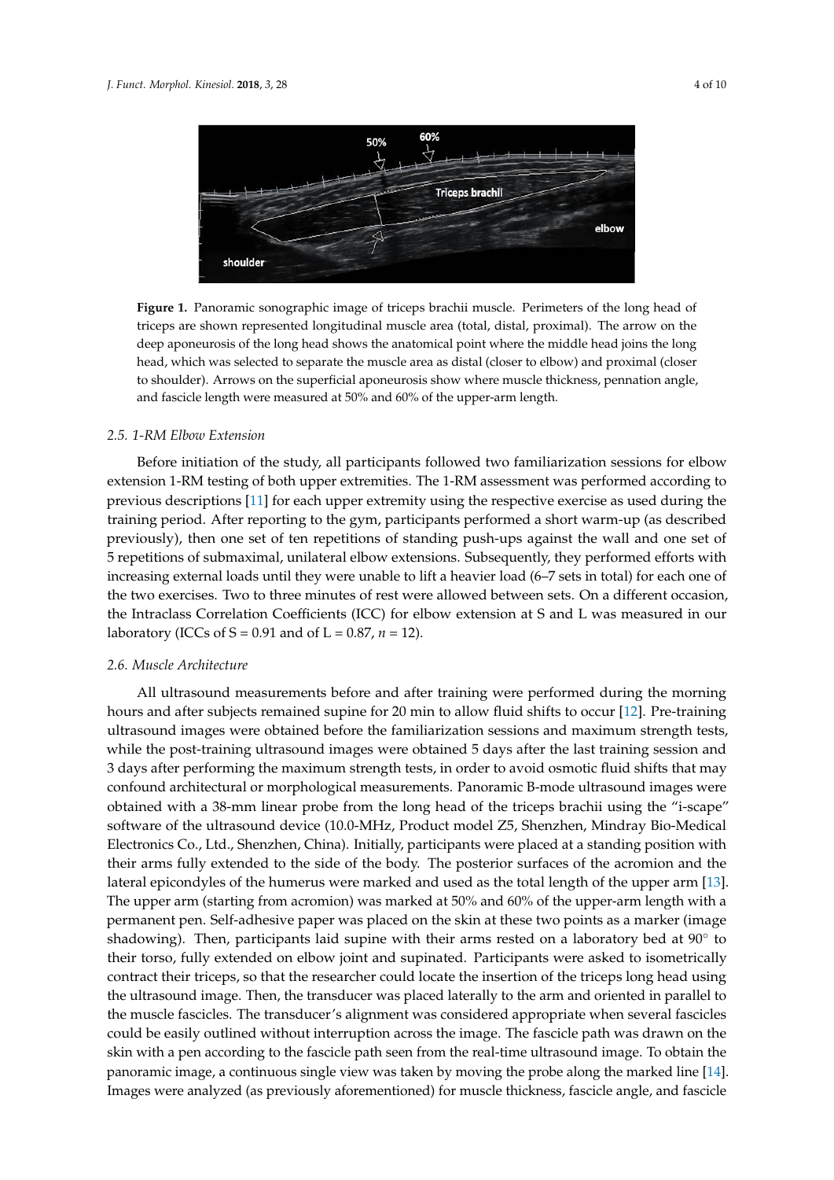**Figure 1.** Panoramic sonographic image of triceps brachii muscle. Perimeters of the long head of triceps are shown represented longitudinal muscle area (total, distal, proximal). The arrow on the deep aponeurosis of the long head shows the anatomical point where the middle head joins the long head, which was selected to separate the muscle area as distal (closer to elbow) and proximal (closer to shoulder). Arrows on the superficial aponeurosis show where muscle thickness, pennation angle, and fascicle length were measured at 50% and 60% of the upper-arm length.

### 2.5. 1-RM Elbow Extension

Before initiation of the study, all participants followed two familiarization sessions for elbow extension 1-RM testing of both upper extremities. The 1-RM assessment was performed according to previous descriptions [11] for each upper extremity using the respective exercise as used during the training period. After reporting to the gym, participants performed a short warm-up (as described previously), then one set of ten repetitions of standing push-ups against the wall and one set of 5 repetitions of submaximal, unilateral elbow extensions. Subsequently, they performed efforts with increasing external loads until they were unable to lift a heavier load (6–7 sets in total) for each one of the two exercises. Two to three minutes of rest were allowed between sets. On a different occasion, the Intraclass Correlation Coefficients (ICC) for elbow extension at S and L was measured in our laboratory (ICCs of S = 0.91 and of L = 0.87, $n = 12$).

### 2.6. Muscle Architecture

All ultrasound measurements before and after training were performed during the morning hours and after subjects remained supine for 20 min to allow fluid shifts to occur [12]. Pre-training ultrasound images were obtained before the familiarization sessions and maximum strength tests, while the post-training ultrasound images were obtained 5 days after the last training session and 3 days after performing the maximum strength tests, in order to avoid osmotic fluid shifts that may confound architectural or morphological measurements. Panoramic B-mode ultrasound images were obtained with a 38-mm linear probe from the long head of the triceps brachii using the "i-scape" software of the ultrasound device (10.0-MHz, Product model Z5, Shenzhen, Mindray Bio-Medical Electronics Co., Ltd., Shenzhen, China). Initially, participants were placed at a standing position with their arms fully extended to the side of the body. The posterior surfaces of the acromion and the lateral epicondyles of the humerus were marked and used as the total length of the upper arm [13]. The upper arm (starting from acromion) was marked at 50% and 60% of the upper-arm length with a permanent pen. Self-adhesive paper was placed on the skin at these two points as a marker (image shadowing). Then, participants laid supine with their arms rested on a laboratory bed at 90° to their torso, fully extended on elbow joint and supinated. Participants were asked to isometrically contract their triceps, so that the researcher could locate the insertion of the triceps long head using the ultrasound image. Then, the transducer was placed laterally to the arm and oriented in parallel to the muscle fascicles. The transducer's alignment was considered appropriate when several fascicles could be easily outlined without interruption across the image. The fascicle path was drawn on the skin with a pen according to the fascicle path seen from the real-time ultrasound image. To obtain the panoramic image, a continuous single view was taken by moving the probe along the marked line [14]. Images were analyzed (as previously aforementioned) for muscle thickness, fascicle angle, and fascicle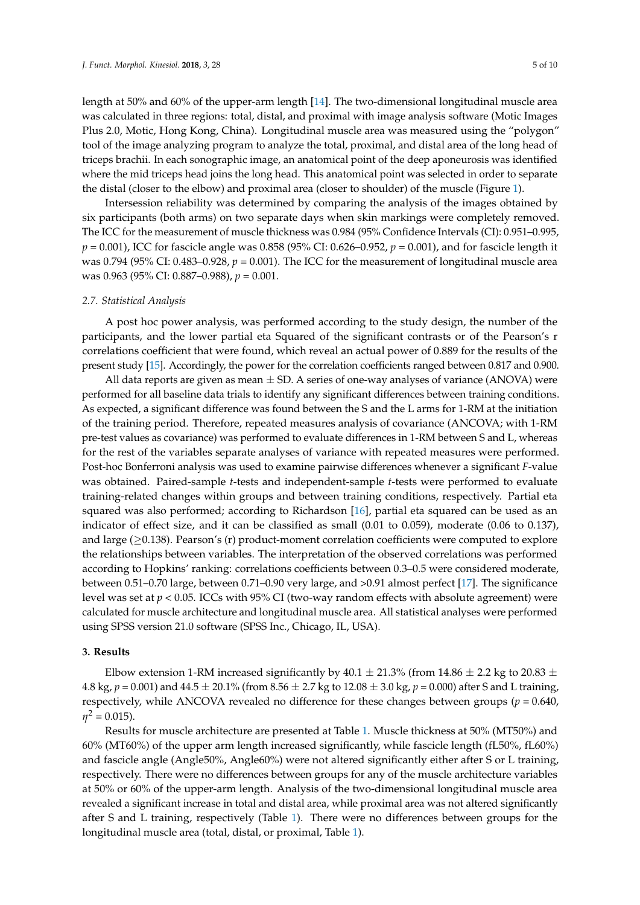length at 50% and 60% of the upper-arm length [14]. The two-dimensional longitudinal muscle area was calculated in three regions: total, distal, and proximal with image analysis software (Motic Images Plus 2.0, Motic, Hong Kong, China). Longitudinal muscle area was measured using the "polygon" tool of the image analyzing program to analyze the total, proximal, and distal area of the long head of triceps brachii. In each sonographic image, an anatomical point of the deep aponeurosis was identified where the mid triceps head joins the long head. This anatomical point was selected in order to separate the distal (closer to the elbow) and proximal area (closer to shoulder) of the muscle (Figure 1).

Intersession reliability was determined by comparing the analysis of the images obtained by six participants (both arms) on two separate days when skin markings were completely removed. The ICC for the measurement of muscle thickness was 0.984 (95% Confidence Intervals (CI): 0.951–0.995, $p = 0.001$), ICC for fascicle angle was 0.858 (95% CI: 0.626–0.952, $p = 0.001$), and for fascicle length it was 0.794 (95% CI: 0.483–0.928, $p = 0.001$). The ICC for the measurement of longitudinal muscle area was 0.963 (95% CI: 0.887–0.988), $p = 0.001$.

### 2.7. Statistical Analysis

A post hoc power analysis, was performed according to the study design, the number of the participants, and the lower partial eta Squared of the significant contrasts or of the Pearson's r correlations coefficient that were found, which reveal an actual power of 0.889 for the results of the present study [15]. Accordingly, the power for the correlation coefficients ranged between 0.817 and 0.900.

All data reports are given as mean ± SD. A series of one-way analyses of variance (ANOVA) were performed for all baseline data trials to identify any significant differences between training conditions. As expected, a significant difference was found between the S and the L arms for 1-RM at the initiation of the training period. Therefore, repeated measures analysis of covariance (ANCOVA; with 1-RM pre-test values as covariance) was performed to evaluate differences in 1-RM between S and L, whereas for the rest of the variables separate analyses of variance with repeated measures were performed. Post-hoc Bonferroni analysis was used to examine pairwise differences whenever a significant *F*-value was obtained. Paired-sample *t*-tests and independent-sample *t*-tests were performed to evaluate training-related changes within groups and between training conditions, respectively. Partial eta squared was also performed; according to Richardson [16], partial eta squared can be used as an indicator of effect size, and it can be classified as small (0.01 to 0.059), moderate (0.06 to 0.137), and large (≥0.138). Pearson's (r) product-moment correlation coefficients were computed to explore the relationships between variables. The interpretation of the observed correlations was performed according to Hopkins' ranking: correlations coefficients between 0.3–0.5 were considered moderate, between 0.51–0.70 large, between 0.71–0.90 very large, and >0.91 almost perfect [17]. The significance level was set at $p < 0.05$. ICCs with 95% CI (two-way random effects with absolute agreement) were calculated for muscle architecture and longitudinal muscle area. All statistical analyses were performed using SPSS version 21.0 software (SPSS Inc., Chicago, IL, USA).

## 3. Results

Elbow extension 1-RM increased significantly by 40.1 ± 21.3% (from 14.86 ± 2.2 kg to 20.83 ± 4.8 kg, $p = 0.001$) and 44.5 ± 20.1% (from 8.56 ± 2.7 kg to 12.08 ± 3.0 kg, $p = 0.000$) after S and L training, respectively, while ANCOVA revealed no difference for these changes between groups ($p = 0.640$, $\eta^2 = 0.015$).

Results for muscle architecture are presented at Table 1. Muscle thickness at 50% (MT50%) and 60% (MT60%) of the upper arm length increased significantly, while fascicle length (fL50%, fL60%) and fascicle angle (Angle50%, Angle60%) were not altered significantly either after S or L training, respectively. There were no differences between groups for any of the muscle architecture variables at 50% or 60% of the upper-arm length. Analysis of the two-dimensional longitudinal muscle area revealed a significant increase in total and distal area, while proximal area was not altered significantly after S and L training, respectively (Table 1). There were no differences between groups for the longitudinal muscle area (total, distal, or proximal, Table 1).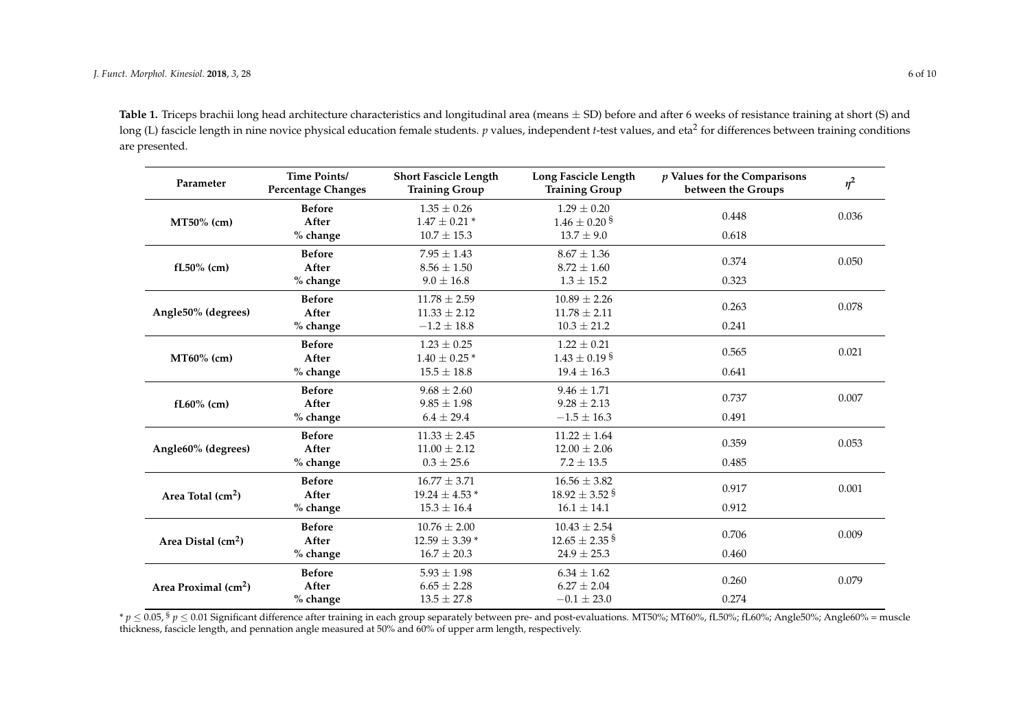**Table 1.** Triceps brachii long head architecture characteristics and longitudinal area (means ± SD) before and after 6 weeks of resistance training at short (S) and long (L) fascicle length in nine novice physical education female students. *p* values, independent *t*-test values, and eta$^2$ for differences between training conditions are presented.

| Parameter | Time Points/ Percentage Changes | Short Fascicle Length Training Group | Long Fascicle Length Training Group | *p* Values for the Comparisons between the Groups | $\eta^2$ |
|---|---|---|---|---|---|
| **MT50% (cm)** | **Before** | 1.35 ± 0.26 | 1.29 ± 0.20 | 0.448 | 0.036 |
| | **After** | 1.47 ± 0.21 * | 1.46 ± 0.20 § | | |
| | **% change** | 10.7 ± 15.3 | 13.7 ± 9.0 | 0.618 | |
| **fL50% (cm)** | **Before** | 7.95 ± 1.43 | 8.67 ± 1.36 | 0.374 | 0.050 |
| | **After** | 8.56 ± 1.50 | 8.72 ± 1.60 | | |
| | **% change** | 9.0 ± 16.8 | 1.3 ± 15.2 | 0.323 | |
| **Angle50% (degrees)** | **Before** | 11.78 ± 2.59 | 10.89 ± 2.26 | 0.263 | 0.078 |
| | **After** | 11.33 ± 2.12 | 11.78 ± 2.11 | | |
| | **% change** | −1.2 ± 18.8 | 10.3 ± 21.2 | 0.241 | |
| **MT60% (cm)** | **Before** | 1.23 ± 0.25 | 1.22 ± 0.21 | 0.565 | 0.021 |
| | **After** | 1.40 ± 0.25 * | 1.43 ± 0.19 § | | |
| | **% change** | 15.5 ± 18.8 | 19.4 ± 16.3 | 0.641 | |
| **fL60% (cm)** | **Before** | 9.68 ± 2.60 | 9.46 ± 1.71 | 0.737 | 0.007 |
| | **After** | 9.85 ± 1.98 | 9.28 ± 2.13 | | |
| | **% change** | 6.4 ± 29.4 | −1.5 ± 16.3 | 0.491 | |
| **Angle60% (degrees)** | **Before** | 11.33 ± 2.45 | 11.22 ± 1.64 | 0.359 | 0.053 |
| | **After** | 11.00 ± 2.12 | 12.00 ± 2.06 | | |
| | **% change** | 0.3 ± 25.6 | 7.2 ± 13.5 | 0.485 | |
| **Area Total (cm$^2$)** | **Before** | 16.77 ± 3.71 | 16.56 ± 3.82 | 0.917 | 0.001 |
| | **After** | 19.24 ± 4.53 * | 18.92 ± 3.52 § | | |
| | **% change** | 15.3 ± 16.4 | 16.1 ± 14.1 | 0.912 | |
| **Area Distal (cm$^2$)** | **Before** | 10.76 ± 2.00 | 10.43 ± 2.54 | 0.706 | 0.009 |
| | **After** | 12.59 ± 3.39 * | 12.65 ± 2.35 § | | |
| | **% change** | 16.7 ± 20.3 | 24.9 ± 25.3 | 0.460 | |
| **Area Proximal (cm$^2$)** | **Before** | 5.93 ± 1.98 | 6.34 ± 1.62 | 0.260 | 0.079 |
| | **After** | 6.65 ± 2.28 | 6.27 ± 2.04 | | |
| | **% change** | 13.5 ± 27.8 | −0.1 ± 23.0 | 0.274 | |

* $p \leq 0.05$, § $p \leq 0.01$ Significant difference after training in each group separately between pre- and post-evaluations. MT50%; MT60%, fL50%; fL60%; Angle50%; Angle60% = muscle thickness, fascicle length, and pennation angle measured at 50% and 60% of upper arm length, respectively.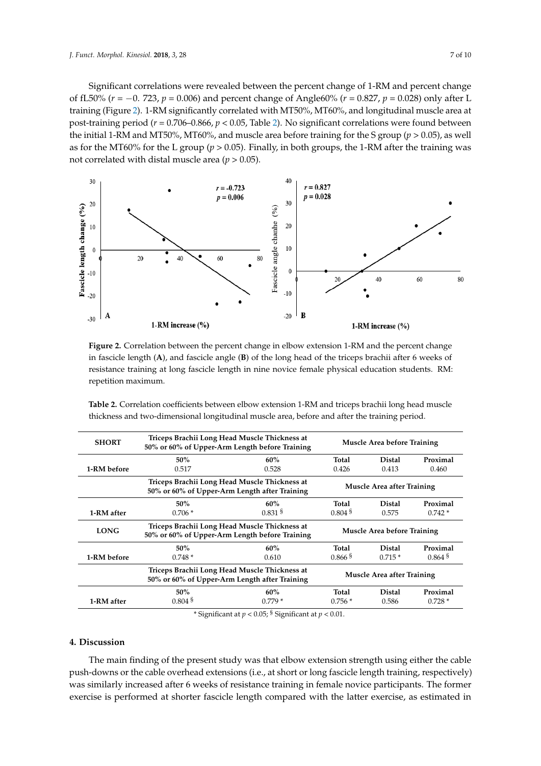Significant correlations were revealed between the percent change of 1-RM and percent change of fL50% ($r = -0.723$, $p = 0.006$) and percent change of Angle60% ($r = 0.827$, $p = 0.028$) only after L training (Figure 2). 1-RM significantly correlated with MT50%, MT60%, and longitudinal muscle area at post-training period ($r = 0.706$–$0.866$, $p < 0.05$, Table 2). No significant correlations were found between the initial 1-RM and MT50%, MT60%, and muscle area before training for the S group ($p > 0.05$), as well as for the MT60% for the L group ($p > 0.05$). Finally, in both groups, the 1-RM after the training was not correlated with distal muscle area ($p > 0.05$).

**Figure 2.** Correlation between the percent change in elbow extension 1-RM and the percent change in fascicle length (**A**), and fascicle angle (**B**) of the long head of the triceps brachii after 6 weeks of resistance training at long fascicle length in nine novice female physical education students. RM: repetition maximum.

**Table 2.** Correlation coefficients between elbow extension 1-RM and triceps brachii long head muscle thickness and two-dimensional longitudinal muscle area, before and after the training period.

| **SHORT** | **Triceps Brachii Long Head Muscle Thickness at 50% or 60% of Upper-Arm Length before Training** | | **Muscle Area before Training** | | |
|---|---|---|---|---|---|
| | **50%** | **60%** | **Total** | **Distal** | **Proximal** |
| **1-RM before** | 0.517 | 0.528 | 0.426 | 0.413 | 0.460 |
| | **Triceps Brachii Long Head Muscle Thickness at 50% or 60% of Upper-Arm Length after Training** | | **Muscle Area after Training** | | |
| | **50%** | **60%** | **Total** | **Distal** | **Proximal** |
| **1-RM after** | 0.706 * | 0.831 § | 0.804 § | 0.575 | 0.742 * |
| **LONG** | **Triceps Brachii Long Head Muscle Thickness at 50% or 60% of Upper-Arm Length before Training** | | **Muscle Area before Training** | | |
| | **50%** | **60%** | **Total** | **Distal** | **Proximal** |
| **1-RM before** | 0.748 * | 0.610 | 0.866 § | 0.715 * | 0.864 § |
| | **Triceps Brachii Long Head Muscle Thickness at 50% or 60% of Upper-Arm Length after Training** | | **Muscle Area after Training** | | |
| | **50%** | **60%** | **Total** | **Distal** | **Proximal** |
| **1-RM after** | 0.804 § | 0.779 * | 0.756 * | 0.586 | 0.728 * |

\* Significant at $p < 0.05$; § Significant at $p < 0.01$.

## 4. Discussion

The main finding of the present study was that elbow extension strength using either the cable push-downs or the cable overhead extensions (i.e., at short or long fascicle length training, respectively) was similarly increased after 6 weeks of resistance training in female novice participants. The former exercise is performed at shorter fascicle length compared with the latter exercise, as estimated in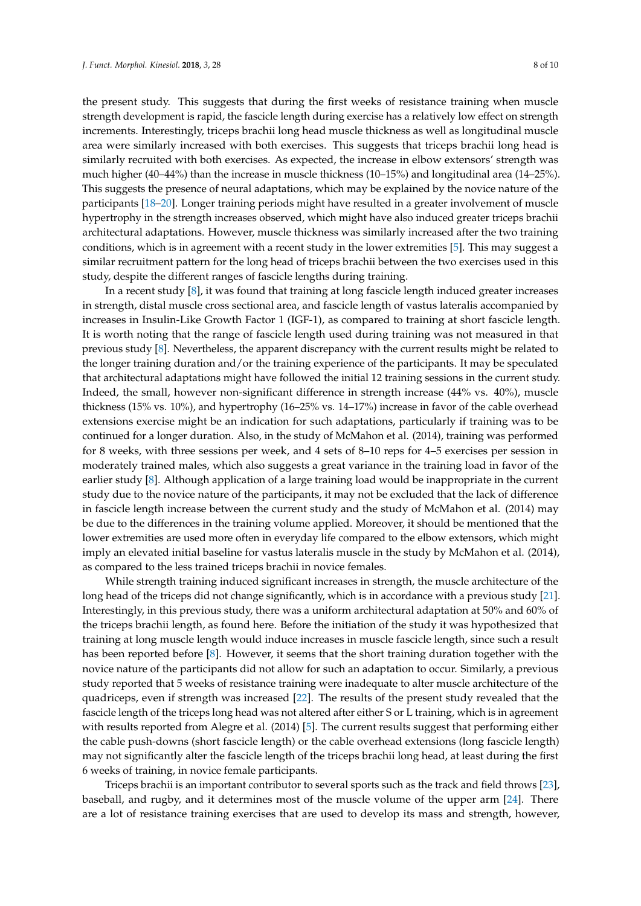the present study. This suggests that during the first weeks of resistance training when muscle strength development is rapid, the fascicle length during exercise has a relatively low effect on strength increments. Interestingly, triceps brachii long head muscle thickness as well as longitudinal muscle area were similarly increased with both exercises. This suggests that triceps brachii long head is similarly recruited with both exercises. As expected, the increase in elbow extensors' strength was much higher (40–44%) than the increase in muscle thickness (10–15%) and longitudinal area (14–25%). This suggests the presence of neural adaptations, which may be explained by the novice nature of the participants [18–20]. Longer training periods might have resulted in a greater involvement of muscle hypertrophy in the strength increases observed, which might have also induced greater triceps brachii architectural adaptations. However, muscle thickness was similarly increased after the two training conditions, which is in agreement with a recent study in the lower extremities [5]. This may suggest a similar recruitment pattern for the long head of triceps brachii between the two exercises used in this study, despite the different ranges of fascicle lengths during training.

In a recent study [8], it was found that training at long fascicle length induced greater increases in strength, distal muscle cross sectional area, and fascicle length of vastus lateralis accompanied by increases in Insulin-Like Growth Factor 1 (IGF-1), as compared to training at short fascicle length. It is worth noting that the range of fascicle length used during training was not measured in that previous study [8]. Nevertheless, the apparent discrepancy with the current results might be related to the longer training duration and/or the training experience of the participants. It may be speculated that architectural adaptations might have followed the initial 12 training sessions in the current study. Indeed, the small, however non-significant difference in strength increase (44% vs. 40%), muscle thickness (15% vs. 10%), and hypertrophy (16–25% vs. 14–17%) increase in favor of the cable overhead extensions exercise might be an indication for such adaptations, particularly if training was to be continued for a longer duration. Also, in the study of McMahon et al. (2014), training was performed for 8 weeks, with three sessions per week, and 4 sets of 8–10 reps for 4–5 exercises per session in moderately trained males, which also suggests a great variance in the training load in favor of the earlier study [8]. Although application of a large training load would be inappropriate in the current study due to the novice nature of the participants, it may not be excluded that the lack of difference in fascicle length increase between the current study and the study of McMahon et al. (2014) may be due to the differences in the training volume applied. Moreover, it should be mentioned that the lower extremities are used more often in everyday life compared to the elbow extensors, which might imply an elevated initial baseline for vastus lateralis muscle in the study by McMahon et al. (2014), as compared to the less trained triceps brachii in novice females.

While strength training induced significant increases in strength, the muscle architecture of the long head of the triceps did not change significantly, which is in accordance with a previous study [21]. Interestingly, in this previous study, there was a uniform architectural adaptation at 50% and 60% of the triceps brachii length, as found here. Before the initiation of the study it was hypothesized that training at long muscle length would induce increases in muscle fascicle length, since such a result has been reported before [8]. However, it seems that the short training duration together with the novice nature of the participants did not allow for such an adaptation to occur. Similarly, a previous study reported that 5 weeks of resistance training were inadequate to alter muscle architecture of the quadriceps, even if strength was increased [22]. The results of the present study revealed that the fascicle length of the triceps long head was not altered after either S or L training, which is in agreement with results reported from Alegre et al. (2014) [5]. The current results suggest that performing either the cable push-downs (short fascicle length) or the cable overhead extensions (long fascicle length) may not significantly alter the fascicle length of the triceps brachii long head, at least during the first 6 weeks of training, in novice female participants.

Triceps brachii is an important contributor to several sports such as the track and field throws [23], baseball, and rugby, and it determines most of the muscle volume of the upper arm [24]. There are a lot of resistance training exercises that are used to develop its mass and strength, however,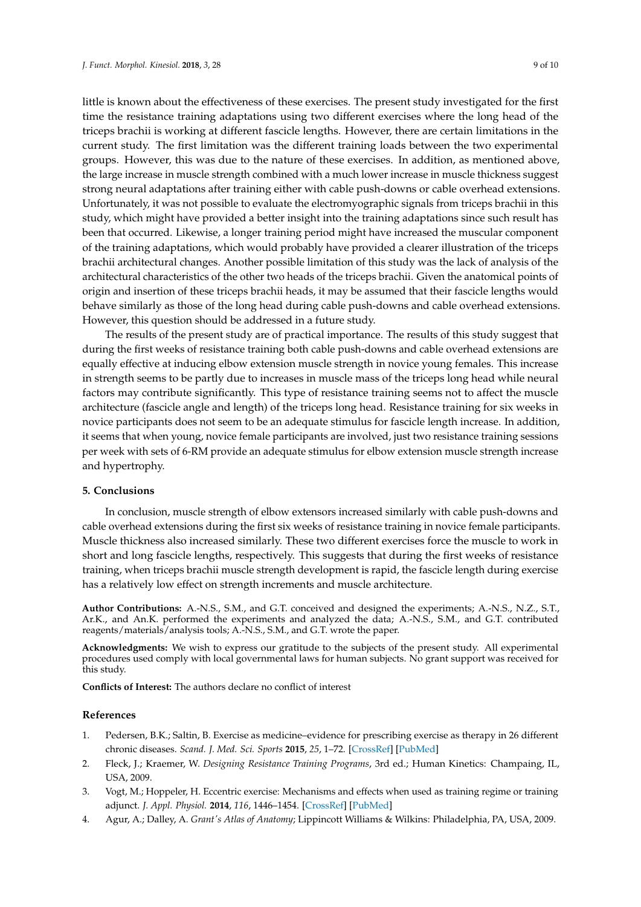little is known about the effectiveness of these exercises. The present study investigated for the first time the resistance training adaptations using two different exercises where the long head of the triceps brachii is working at different fascicle lengths. However, there are certain limitations in the current study. The first limitation was the different training loads between the two experimental groups. However, this was due to the nature of these exercises. In addition, as mentioned above, the large increase in muscle strength combined with a much lower increase in muscle thickness suggest strong neural adaptations after training either with cable push-downs or cable overhead extensions. Unfortunately, it was not possible to evaluate the electromyographic signals from triceps brachii in this study, which might have provided a better insight into the training adaptations since such result has been that occurred. Likewise, a longer training period might have increased the muscular component of the training adaptations, which would probably have provided a clearer illustration of the triceps brachii architectural changes. Another possible limitation of this study was the lack of analysis of the architectural characteristics of the other two heads of the triceps brachii. Given the anatomical points of origin and insertion of these triceps brachii heads, it may be assumed that their fascicle lengths would behave similarly as those of the long head during cable push-downs and cable overhead extensions. However, this question should be addressed in a future study.

The results of the present study are of practical importance. The results of this study suggest that during the first weeks of resistance training both cable push-downs and cable overhead extensions are equally effective at inducing elbow extension muscle strength in novice young females. This increase in strength seems to be partly due to increases in muscle mass of the triceps long head while neural factors may contribute significantly. This type of resistance training seems not to affect the muscle architecture (fascicle angle and length) of the triceps long head. Resistance training for six weeks in novice participants does not seem to be an adequate stimulus for fascicle length increase. In addition, it seems that when young, novice female participants are involved, just two resistance training sessions per week with sets of 6-RM provide an adequate stimulus for elbow extension muscle strength increase and hypertrophy.

## 5. Conclusions

In conclusion, muscle strength of elbow extensors increased similarly with cable push-downs and cable overhead extensions during the first six weeks of resistance training in novice female participants. Muscle thickness also increased similarly. These two different exercises force the muscle to work in short and long fascicle lengths, respectively. This suggests that during the first weeks of resistance training, when triceps brachii muscle strength development is rapid, the fascicle length during exercise has a relatively low effect on strength increments and muscle architecture.

**Author Contributions:** A.-N.S., S.M., and G.T. conceived and designed the experiments; A.-N.S., N.Z., S.T., Ar.K., and An.K. performed the experiments and analyzed the data; A.-N.S., S.M., and G.T. contributed reagents/materials/analysis tools; A.-N.S., S.M., and G.T. wrote the paper.

**Acknowledgments:** We wish to express our gratitude to the subjects of the present study. All experimental procedures used comply with local governmental laws for human subjects. No grant support was received for this study.

**Conflicts of Interest:** The authors declare no conflict of interest

## References

1. Pedersen, B.K.; Saltin, B. Exercise as medicine–evidence for prescribing exercise as therapy in 26 different chronic diseases. *Scand. J. Med. Sci. Sports* **2015**, *25*, 1–72. [CrossRef] [PubMed]
2. Fleck, J.; Kraemer, W. *Designing Resistance Training Programs*, 3rd ed.; Human Kinetics: Champaing, IL, USA, 2009.
3. Vogt, M.; Hoppeler, H. Eccentric exercise: Mechanisms and effects when used as training regime or training adjunct. *J. Appl. Physiol.* **2014**, *116*, 1446–1454. [CrossRef] [PubMed]
4. Agur, A.; Dalley, A. *Grant's Atlas of Anatomy*; Lippincott Williams & Wilkins: Philadelphia, PA, USA, 2009.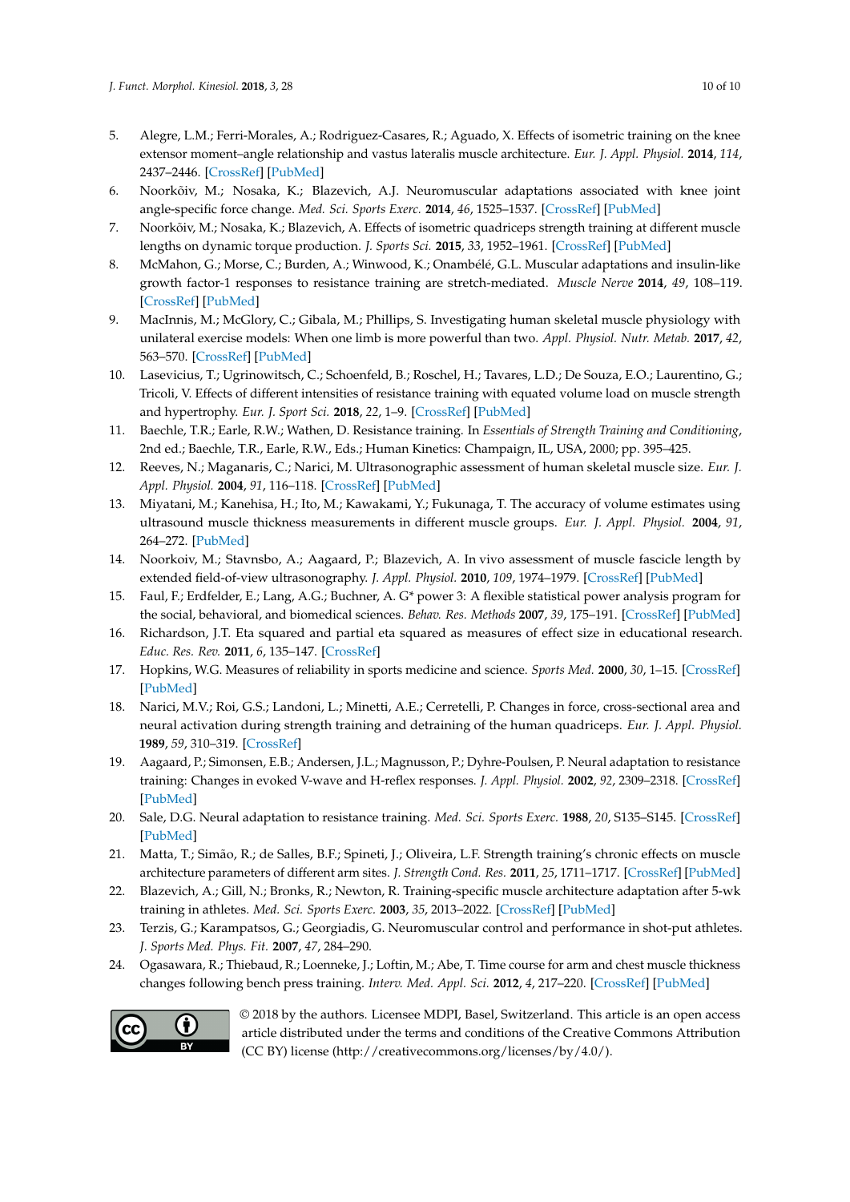5. Alegre, L.M.; Ferri-Morales, A.; Rodriguez-Casares, R.; Aguado, X. Effects of isometric training on the knee extensor moment–angle relationship and vastus lateralis muscle architecture. *Eur. J. Appl. Physiol.* **2014**, *114*, 2437–2446. [CrossRef] [PubMed]
6. Noorkõiv, M.; Nosaka, K.; Blazevich, A.J. Neuromuscular adaptations associated with knee joint angle-specific force change. *Med. Sci. Sports Exerc.* **2014**, *46*, 1525–1537. [CrossRef] [PubMed]
7. Noorkõiv, M.; Nosaka, K.; Blazevich, A. Effects of isometric quadriceps strength training at different muscle lengths on dynamic torque production. *J. Sports Sci.* **2015**, *33*, 1952–1961. [CrossRef] [PubMed]
8. McMahon, G.; Morse, C.; Burden, A.; Winwood, K.; Onambélé, G.L. Muscular adaptations and insulin-like growth factor-1 responses to resistance training are stretch-mediated. *Muscle Nerve* **2014**, *49*, 108–119. [CrossRef] [PubMed]
9. MacInnis, M.; McGlory, C.; Gibala, M.; Phillips, S. Investigating human skeletal muscle physiology with unilateral exercise models: When one limb is more powerful than two. *Appl. Physiol. Nutr. Metab.* **2017**, *42*, 563–570. [CrossRef] [PubMed]
10. Lasevicius, T.; Ugrinowitsch, C.; Schoenfeld, B.; Roschel, H.; Tavares, L.D.; De Souza, E.O.; Laurentino, G.; Tricoli, V. Effects of different intensities of resistance training with equated volume load on muscle strength and hypertrophy. *Eur. J. Sport Sci.* **2018**, *22*, 1–9. [CrossRef] [PubMed]
11. Baechle, T.R.; Earle, R.W.; Wathen, D. Resistance training. In *Essentials of Strength Training and Conditioning*, 2nd ed.; Baechle, T.R., Earle, R.W., Eds.; Human Kinetics: Champaign, IL, USA, 2000; pp. 395–425.
12. Reeves, N.; Maganaris, C.; Narici, M. Ultrasonographic assessment of human skeletal muscle size. *Eur. J. Appl. Physiol.* **2004**, *91*, 116–118. [CrossRef] [PubMed]
13. Miyatani, M.; Kanehisa, H.; Ito, M.; Kawakami, Y.; Fukunaga, T. The accuracy of volume estimates using ultrasound muscle thickness measurements in different muscle groups. *Eur. J. Appl. Physiol.* **2004**, *91*, 264–272. [PubMed]
14. Noorkoiv, M.; Stavnsbo, A.; Aagaard, P.; Blazevich, A. In vivo assessment of muscle fascicle length by extended field-of-view ultrasonography. *J. Appl. Physiol.* **2010**, *109*, 1974–1979. [CrossRef] [PubMed]
15. Faul, F.; Erdfelder, E.; Lang, A.G.; Buchner, A. G* power 3: A flexible statistical power analysis program for the social, behavioral, and biomedical sciences. *Behav. Res. Methods* **2007**, *39*, 175–191. [CrossRef] [PubMed]
16. Richardson, J.T. Eta squared and partial eta squared as measures of effect size in educational research. *Educ. Res. Rev.* **2011**, *6*, 135–147. [CrossRef]
17. Hopkins, W.G. Measures of reliability in sports medicine and science. *Sports Med.* **2000**, *30*, 1–15. [CrossRef] [PubMed]
18. Narici, M.V.; Roi, G.S.; Landoni, L.; Minetti, A.E.; Cerretelli, P. Changes in force, cross-sectional area and neural activation during strength training and detraining of the human quadriceps. *Eur. J. Appl. Physiol.* **1989**, *59*, 310–319. [CrossRef]
19. Aagaard, P.; Simonsen, E.B.; Andersen, J.L.; Magnusson, P.; Dyhre-Poulsen, P. Neural adaptation to resistance training: Changes in evoked V-wave and H-reflex responses. *J. Appl. Physiol.* **2002**, *92*, 2309–2318. [CrossRef] [PubMed]
20. Sale, D.G. Neural adaptation to resistance training. *Med. Sci. Sports Exerc.* **1988**, *20*, S135–S145. [CrossRef] [PubMed]
21. Matta, T.; Simão, R.; de Salles, B.F.; Spineti, J.; Oliveira, L.F. Strength training's chronic effects on muscle architecture parameters of different arm sites. *J. Strength Cond. Res.* **2011**, *25*, 1711–1717. [CrossRef] [PubMed]
22. Blazevich, A.; Gill, N.; Bronks, R.; Newton, R. Training-specific muscle architecture adaptation after 5-wk training in athletes. *Med. Sci. Sports Exerc.* **2003**, *35*, 2013–2022. [CrossRef] [PubMed]
23. Terzis, G.; Karampatsos, G.; Georgiadis, G. Neuromuscular control and performance in shot-put athletes. *J. Sports Med. Phys. Fit.* **2007**, *47*, 284–290.
24. Ogasawara, R.; Thiebaud, R.; Loenneke, J.; Loftin, M.; Abe, T. Time course for arm and chest muscle thickness changes following bench press training. *Interv. Med. Appl. Sci.* **2012**, *4*, 217–220. [CrossRef] [PubMed]

© 2018 by the authors. Licensee MDPI, Basel, Switzerland. This article is an open access article distributed under the terms and conditions of the Creative Commons Attribution (CC BY) license (http://creativecommons.org/licenses/by/4.0/).